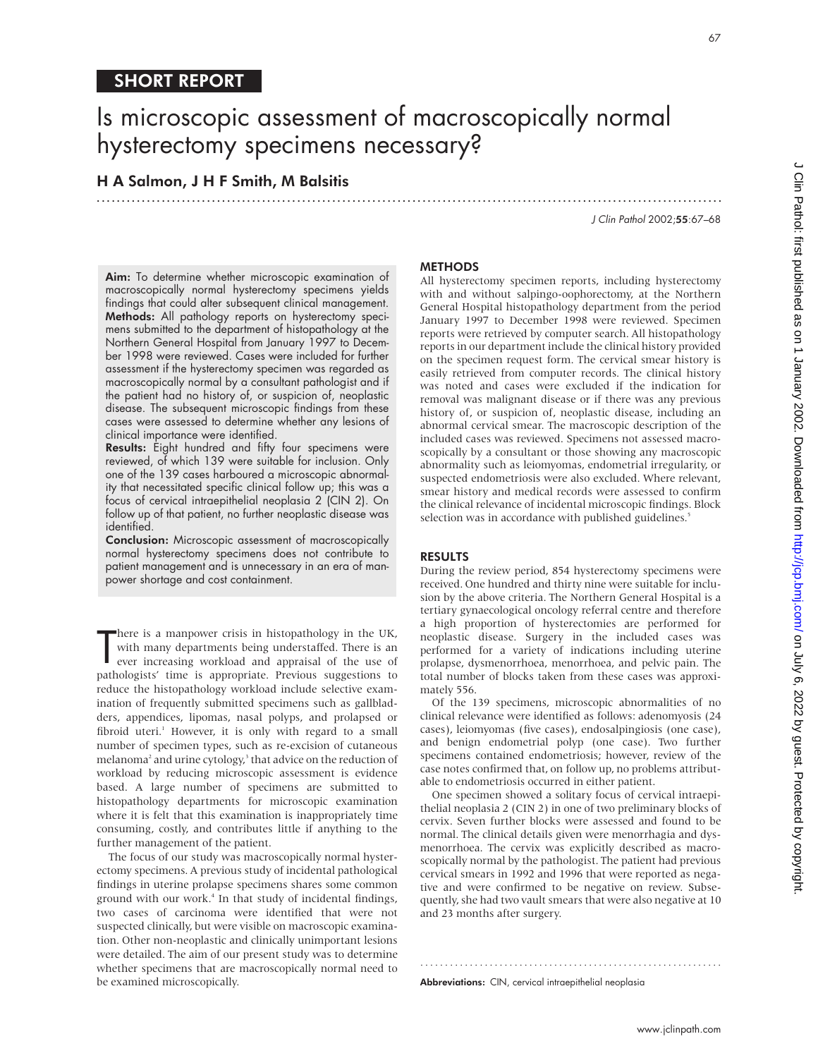## SHORT REPORT

# Is microscopic assessment of macroscopically normal hysterectomy specimens necessary?

### H A Salmon, J H F Smith, M Balsitis

**Aim:** To determine whether microscopic examination of macroscopically normal hysterectomy specimens yields findings that could alter subsequent clinical management.

**Methods:** All pathology reports on hysterectomy specimens submitted to the department of histopathology at the Northern General Hospital from January 1997 to December 1998 were reviewed. Cases were included for further assessment if the hysterectomy specimen was regarded as macroscopically normal by a consultant pathologist and if the patient had no history of, or suspicion of, neoplastic disease. The subsequent microscopic findings from these cases were assessed to determine whether any lesions of clinical importance were identified.

**Results:** Eight hundred and fifty four specimens were reviewed, of which 139 were suitable for inclusion. Only one of the 139 cases harboured a microscopic abnormality that necessitated specific clinical follow up; this was a focus of cervical intraepithelial neoplasia 2 (CIN 2). On follow up of that patient, no further neoplastic disease was identified.

**Conclusion:** Microscopic assessment of macroscopically normal hysterectomy specimens does not contribute to patient management and is unnecessary in an era of manpower shortage and cost containment.

There is a manpower crisis in histopathology in the UK, with many departments being understaffed. There is an ever increasing workload and appraisal of the use of pathologists' time is appropriate. Previous suggestions to reduce the histopathology workload include selective examination of frequently submitted specimens such as gallbladders, appendices, lipomas, nasal polyps, and prolapsed or fibroid uteri.[1] However, it is only with regard to a small number of specimen types, such as re-excision of cutaneous melanoma[2] and urine cytology,[3] that advice on the reduction of workload by reducing microscopic assessment is evidence based. A large number of specimens are submitted to histopathology departments for microscopic examination where it is felt that this examination is inappropriately time consuming, costly, and contributes little if anything to the further management of the patient.

The focus of our study was macroscopically normal hysterectomy specimens. A previous study of incidental pathological findings in uterine prolapse specimens shares some common ground with our work.[4] In that study of incidental findings, two cases of carcinoma were identified that were not suspected clinically, but were visible on macroscopic examination. Other non-neoplastic and clinically unimportant lesions were detailed. The aim of our present study was to determine whether specimens that are macroscopically normal need to be examined microscopically.

## METHODS

All hysterectomy specimen reports, including hysterectomy with and without salpingo-oophorectomy, at the Northern General Hospital histopathology department from the period January 1997 to December 1998 were reviewed. Specimen reports were retrieved by computer search. All histopathology reports in our department include the clinical history provided on the specimen request form. The cervical smear history is easily retrieved from computer records. The clinical history was noted and cases were excluded if the indication for removal was malignant disease or if there was any previous history of, or suspicion of, neoplastic disease, including an abnormal cervical smear. The macroscopic description of the included cases was reviewed. Specimens not assessed macroscopically by a consultant or those showing any macroscopic abnormality such as leiomyomas, endometrial irregularity, or suspected endometriosis were also excluded. Where relevant, smear history and medical records were assessed to confirm the clinical relevance of incidental microscopic findings. Block selection was in accordance with published guidelines.[5]

## RESULTS

During the review period, 854 hysterectomy specimens were received. One hundred and thirty nine were suitable for inclusion by the above criteria. The Northern General Hospital is a tertiary gynaecological oncology referral centre and therefore a high proportion of hysterectomies are performed for neoplastic disease. Surgery in the included cases was performed for a variety of indications including uterine prolapse, dysmenorrhoea, menorrhoea, and pelvic pain. The total number of blocks taken from these cases was approximately 556.

Of the 139 specimens, microscopic abnormalities of no clinical relevance were identified as follows: adenomyosis (24 cases), leiomyomas (five cases), endosalpingiosis (one case), and benign endometrial polyp (one case). Two further specimens contained endometriosis; however, review of the case notes confirmed that, on follow up, no problems attributable to endometriosis occurred in either patient.

One specimen showed a solitary focus of cervical intraepithelial neoplasia 2 (CIN 2) in one of two preliminary blocks of cervix. Seven further blocks were assessed and found to be normal. The clinical details given were menorrhagia and dysmenorrhoea. The cervix was explicitly described as macroscopically normal by the pathologist. The patient had previous cervical smears in 1992 and 1996 that were reported as negative and were confirmed to be negative on review. Subsequently, she had two vault smears that were also negative at 10 and 23 months after surgery.

**Abbreviations:** CIN, cervical intraepithelial neoplasia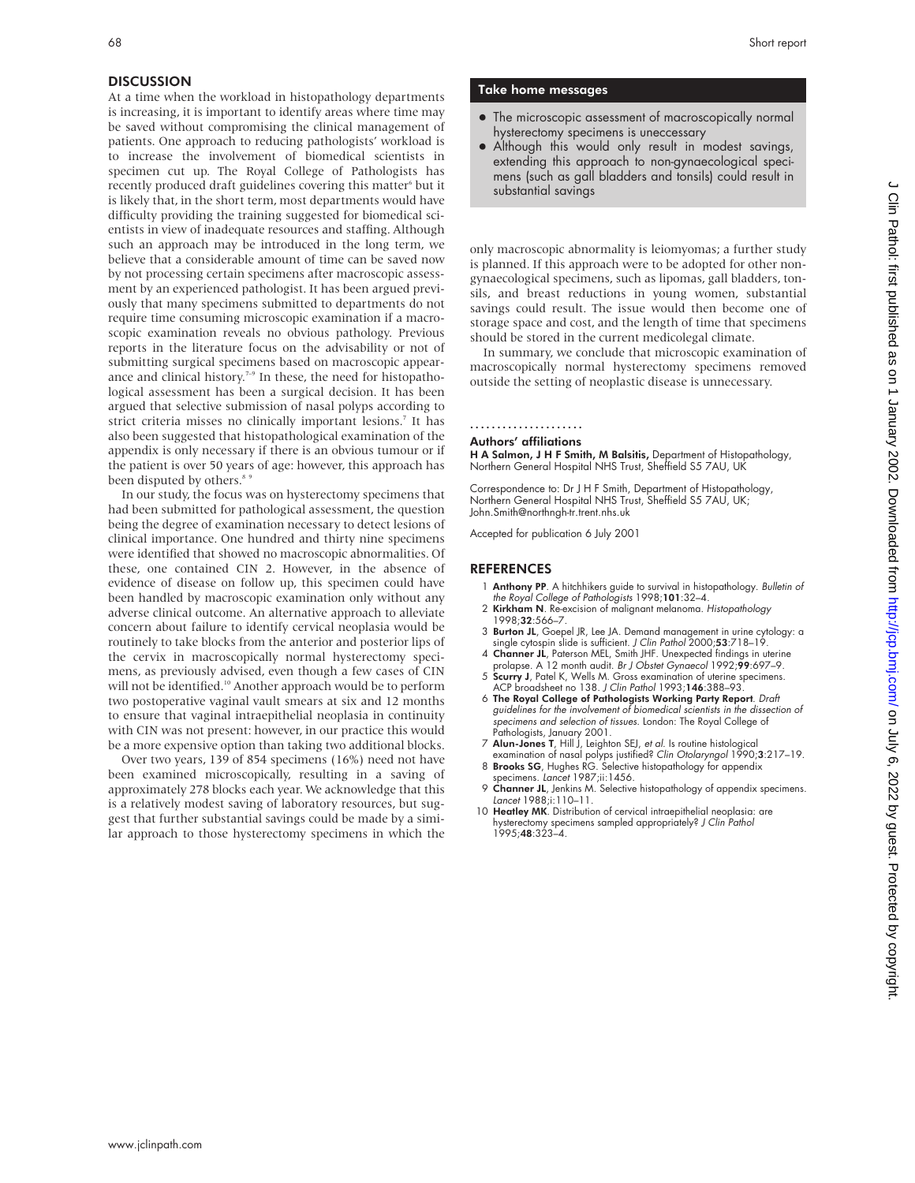## DISCUSSION

At a time when the workload in histopathology departments is increasing, it is important to identify areas where time may be saved without compromising the clinical management of patients. One approach to reducing pathologists' workload is to increase the involvement of biomedical scientists in specimen cut up. The Royal College of Pathologists has recently produced draft guidelines covering this matter[6] but it is likely that, in the short term, most departments would have difficulty providing the training suggested for biomedical scientists in view of inadequate resources and staffing. Although such an approach may be introduced in the long term, we believe that a considerable amount of time can be saved now by not processing certain specimens after macroscopic assessment by an experienced pathologist. It has been argued previously that many specimens submitted to departments do not require time consuming microscopic examination if a macroscopic examination reveals no obvious pathology. Previous reports in the literature focus on the advisability or not of submitting surgical specimens based on macroscopic appearance and clinical history.[7–9] In these, the need for histopathological assessment has been a surgical decision. It has been argued that selective submission of nasal polyps according to strict criteria misses no clinically important lesions.[7] It has also been suggested that histopathological examination of the appendix is only necessary if there is an obvious tumour or if the patient is over 50 years of age: however, this approach has been disputed by others.[8 9]

In our study, the focus was on hysterectomy specimens that had been submitted for pathological assessment, the question being the degree of examination necessary to detect lesions of clinical importance. One hundred and thirty nine specimens were identified that showed no macroscopic abnormalities. Of these, one contained CIN 2. However, in the absence of evidence of disease on follow up, this specimen could have been handled by macroscopic examination only without any adverse clinical outcome. An alternative approach to alleviate concern about failure to identify cervical neoplasia would be routinely to take blocks from the anterior and posterior lips of the cervix in macroscopically normal hysterectomy specimens, as previously advised, even though a few cases of CIN will not be identified.[10] Another approach would be to perform two postoperative vaginal vault smears at six and 12 months to ensure that vaginal intraepithelial neoplasia in continuity with CIN was not present: however, in our practice this would be a more expensive option than taking two additional blocks.

Over two years, 139 of 854 specimens (16%) need not have been examined microscopically, resulting in a saving of approximately 278 blocks each year. We acknowledge that this is a relatively modest saving of laboratory resources, but suggest that further substantial savings could be made by a similar approach to those hysterectomy specimens in which the only macroscopic abnormality is leiomyomas; a further study is planned. If this approach were to be adopted for other non-gynaecological specimens, such as lipomas, gall bladders, tonsils, and breast reductions in young women, substantial savings could result. The issue would then become one of storage space and cost, and the length of time that specimens should be stored in the current medicolegal climate.

In summary, we conclude that microscopic examination of macroscopically normal hysterectomy specimens removed outside the setting of neoplastic disease is unnecessary.

### Take home messages

- The microscopic assessment of macroscopically normal hysterectomy specimens is uneccessary
- Although this would only result in modest savings, extending this approach to non-gynaecological specimens (such as gall bladders and tonsils) could result in substantial savings

### Authors' affiliations

**H A Salmon, J H F Smith, M Balsitis,** Department of Histopathology, Northern General Hospital NHS Trust, Sheffield S5 7AU, UK

Correspondence to: Dr J H F Smith, Department of Histopathology, Northern General Hospital NHS Trust, Sheffield S5 7AU, UK; John.Smith@northngh-tr.trent.nhs.uk

Accepted for publication 6 July 2001

## REFERENCES

1. **Anthony PP**. A hitchhikers guide to survival in histopathology. *Bulletin of the Royal College of Pathologists* 1998;**101**:32–4.
2. **Kirkham N**. Re-excision of malignant melanoma. *Histopathology* 1998;**32**:566–7.
3. **Burton JL**, Goepel JR, Lee JA. Demand management in urine cytology: a single cytospin slide is sufficient. *J Clin Pathol* 2000;**53**:718–19.
4. **Channer JL**, Paterson MEL, Smith JHF. Unexpected findings in uterine prolapse. A 12 month audit. *Br J Obstet Gynaecol* 1992;**99**:697–9.
5. **Scurry J**, Patel K, Wells M. Gross examination of uterine specimens. ACP broadsheet no 138. *J Clin Pathol* 1993;**146**:388–93.
6. **The Royal College of Pathologists Working Party Report**. *Draft guidelines for the involvement of biomedical scientists in the dissection of specimens and selection of tissues*. London: The Royal College of Pathologists, January 2001.
7. **Alun-Jones T**, Hill J, Leighton SEJ, *et al*. Is routine histological examination of nasal polyps justified? *Clin Otolaryngol* 1990;**3**:217–19.
8. **Brooks SG**, Hughes RG. Selective histopathology for appendix specimens. *Lancet* 1987;ii:1456.
9. **Channer JL**, Jenkins M. Selective histopathology of appendix specimens. *Lancet* 1988;i:110–11.
10. **Heatley MK**. Distribution of cervical intraepithelial neoplasia: are hysterectomy specimens sampled appropriately? *J Clin Pathol* 1995;**48**:323–4.